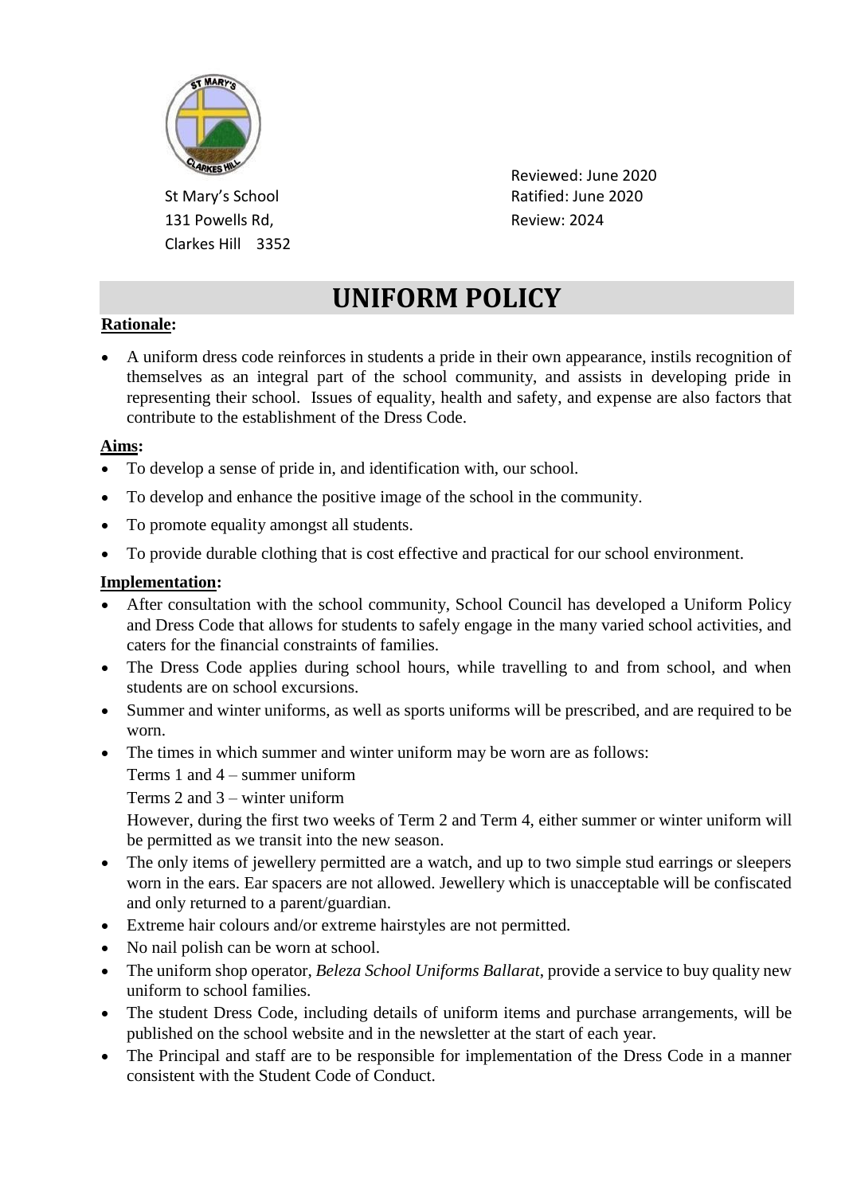St Mary's School
131 Powells Rd,
Clarkes Hill 3352

Reviewed: June 2020
Ratified: June 2020
Review: 2024

# UNIFORM POLICY

**Rationale:**

- A uniform dress code reinforces in students a pride in their own appearance, instils recognition of themselves as an integral part of the school community, and assists in developing pride in representing their school. Issues of equality, health and safety, and expense are also factors that contribute to the establishment of the Dress Code.

**Aims:**

- To develop a sense of pride in, and identification with, our school.
- To develop and enhance the positive image of the school in the community.
- To promote equality amongst all students.
- To provide durable clothing that is cost effective and practical for our school environment.

**Implementation:**

- After consultation with the school community, School Council has developed a Uniform Policy and Dress Code that allows for students to safely engage in the many varied school activities, and caters for the financial constraints of families.
- The Dress Code applies during school hours, while travelling to and from school, and when students are on school excursions.
- Summer and winter uniforms, as well as sports uniforms will be prescribed, and are required to be worn.
- The times in which summer and winter uniform may be worn are as follows:

  Terms 1 and 4 – summer uniform

  Terms 2 and 3 – winter uniform

  However, during the first two weeks of Term 2 and Term 4, either summer or winter uniform will be permitted as we transit into the new season.
- The only items of jewellery permitted are a watch, and up to two simple stud earrings or sleepers worn in the ears. Ear spacers are not allowed. Jewellery which is unacceptable will be confiscated and only returned to a parent/guardian.
- Extreme hair colours and/or extreme hairstyles are not permitted.
- No nail polish can be worn at school.
- The uniform shop operator, *Beleza School Uniforms Ballarat*, provide a service to buy quality new uniform to school families.
- The student Dress Code, including details of uniform items and purchase arrangements, will be published on the school website and in the newsletter at the start of each year.
- The Principal and staff are to be responsible for implementation of the Dress Code in a manner consistent with the Student Code of Conduct.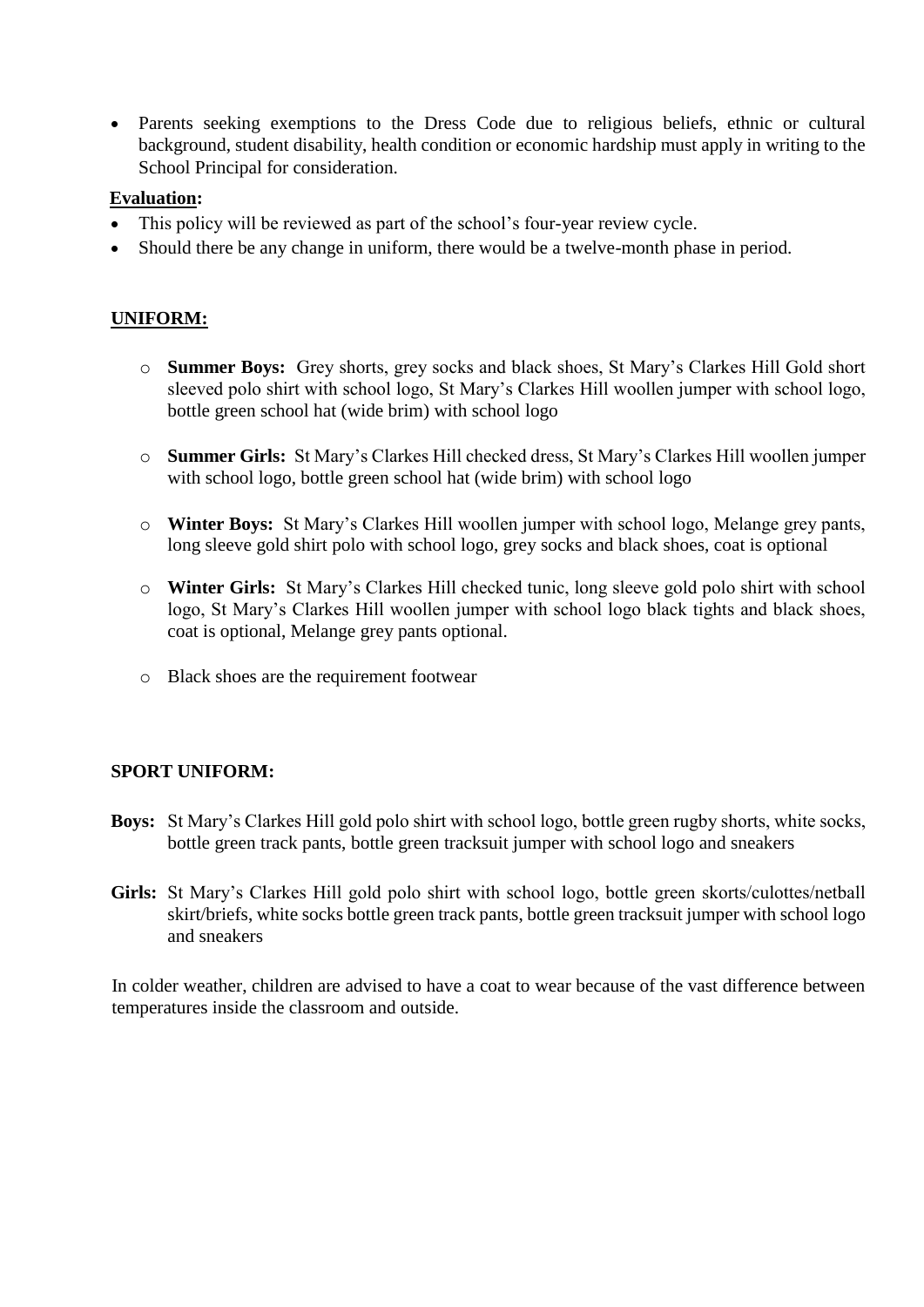- Parents seeking exemptions to the Dress Code due to religious beliefs, ethnic or cultural background, student disability, health condition or economic hardship must apply in writing to the School Principal for consideration.

**Evaluation:**

- This policy will be reviewed as part of the school's four-year review cycle.
- Should there be any change in uniform, there would be a twelve-month phase in period.

**UNIFORM:**

- **Summer Boys:** Grey shorts, grey socks and black shoes, St Mary's Clarkes Hill Gold short sleeved polo shirt with school logo, St Mary's Clarkes Hill woollen jumper with school logo, bottle green school hat (wide brim) with school logo

- **Summer Girls:** St Mary's Clarkes Hill checked dress, St Mary's Clarkes Hill woollen jumper with school logo, bottle green school hat (wide brim) with school logo

- **Winter Boys:** St Mary's Clarkes Hill woollen jumper with school logo, Melange grey pants, long sleeve gold shirt polo with school logo, grey socks and black shoes, coat is optional

- **Winter Girls:** St Mary's Clarkes Hill checked tunic, long sleeve gold polo shirt with school logo, St Mary's Clarkes Hill woollen jumper with school logo black tights and black shoes, coat is optional, Melange grey pants optional.

- Black shoes are the requirement footwear

**SPORT UNIFORM:**

**Boys:** St Mary's Clarkes Hill gold polo shirt with school logo, bottle green rugby shorts, white socks, bottle green track pants, bottle green tracksuit jumper with school logo and sneakers

**Girls:** St Mary's Clarkes Hill gold polo shirt with school logo, bottle green skorts/culottes/netball skirt/briefs, white socks bottle green track pants, bottle green tracksuit jumper with school logo and sneakers

In colder weather, children are advised to have a coat to wear because of the vast difference between temperatures inside the classroom and outside.